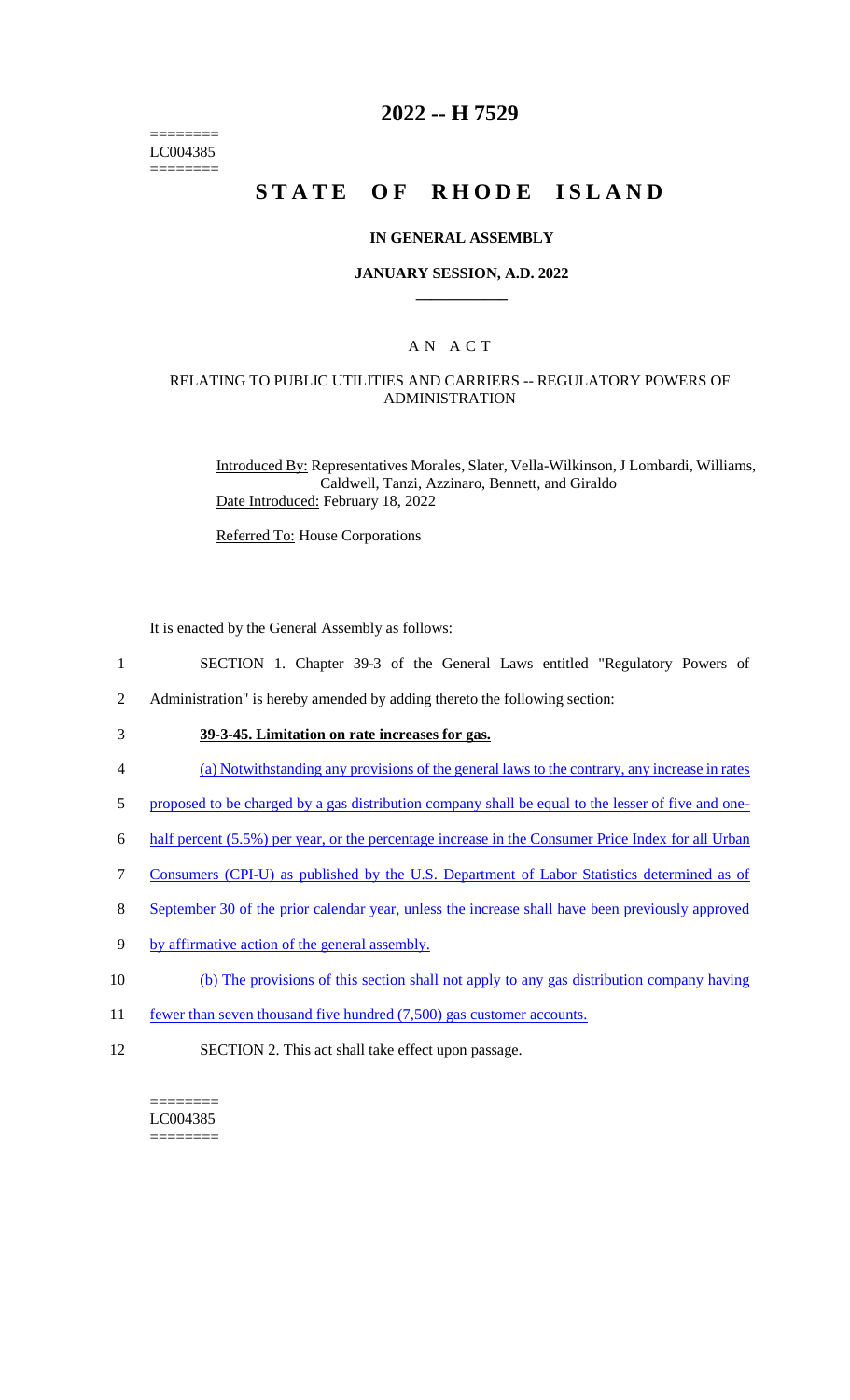========
LC004385
========

# 2022 -- H 7529

# STATE OF RHODE ISLAND

## IN GENERAL ASSEMBLY

### JANUARY SESSION, A.D. 2022

## A N A C T

### RELATING TO PUBLIC UTILITIES AND CARRIERS -- REGULATORY POWERS OF ADMINISTRATION

Introduced By: Representatives Morales, Slater, Vella-Wilkinson, J Lombardi, Williams, Caldwell, Tanzi, Azzinaro, Bennett, and Giraldo
Date Introduced: February 18, 2022

Referred To: House Corporations

It is enacted by the General Assembly as follows:

1 SECTION 1. Chapter 39-3 of the General Laws entitled "Regulatory Powers of
2 Administration" is hereby amended by adding thereto the following section:

3 **39-3-45. Limitation on rate increases for gas.**

4 (a) Notwithstanding any provisions of the general laws to the contrary, any increase in rates
5 proposed to be charged by a gas distribution company shall be equal to the lesser of five and one-
6 half percent (5.5%) per year, or the percentage increase in the Consumer Price Index for all Urban
7 Consumers (CPI-U) as published by the U.S. Department of Labor Statistics determined as of
8 September 30 of the prior calendar year, unless the increase shall have been previously approved
9 by affirmative action of the general assembly.

10 (b) The provisions of this section shall not apply to any gas distribution company having
11 fewer than seven thousand five hundred (7,500) gas customer accounts.

12 SECTION 2. This act shall take effect upon passage.

========
LC004385
========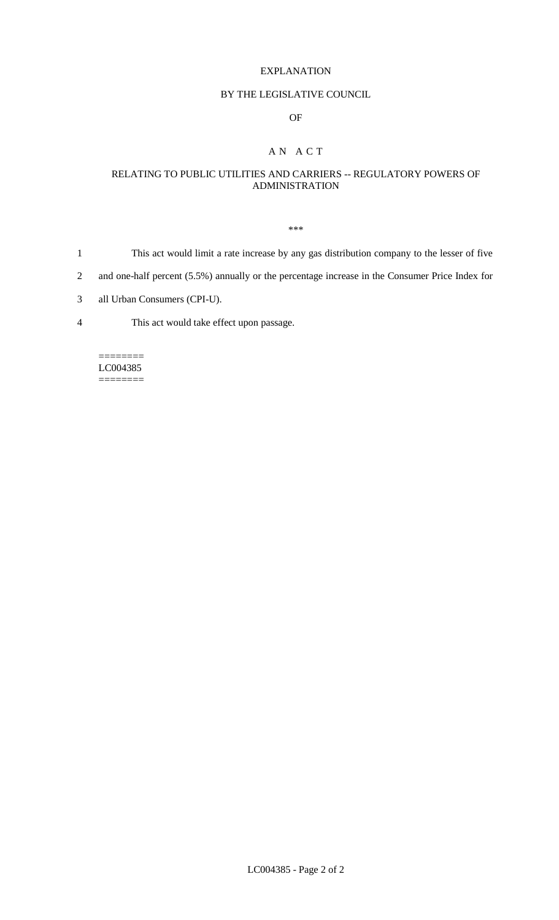EXPLANATION

BY THE LEGISLATIVE COUNCIL

OF

# A N A C T

RELATING TO PUBLIC UTILITIES AND CARRIERS -- REGULATORY POWERS OF ADMINISTRATION

\*\*\*

This act would limit a rate increase by any gas distribution company to the lesser of five and one-half percent (5.5%) annually or the percentage increase in the Consumer Price Index for all Urban Consumers (CPI-U).

This act would take effect upon passage.

========
LC004385
========